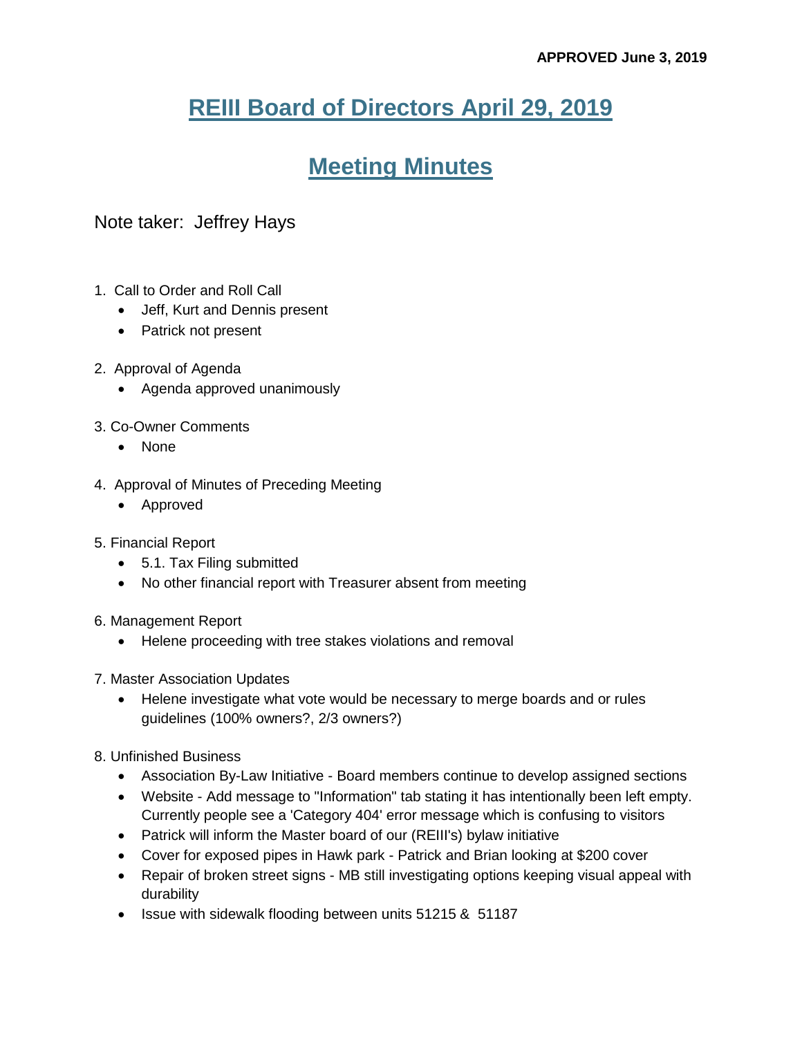**APPROVED June 3, 2019**

# REIII Board of Directors April 29, 2019

# Meeting Minutes

Note taker: Jeffrey Hays

1. Call to Order and Roll Call
   - Jeff, Kurt and Dennis present
   - Patrick not present
2. Approval of Agenda
   - Agenda approved unanimously
3. Co-Owner Comments
   - None
4. Approval of Minutes of Preceding Meeting
   - Approved
5. Financial Report
   - 5.1. Tax Filing submitted
   - No other financial report with Treasurer absent from meeting
6. Management Report
   - Helene proceeding with tree stakes violations and removal
7. Master Association Updates
   - Helene investigate what vote would be necessary to merge boards and or rules guidelines (100% owners?, 2/3 owners?)
8. Unfinished Business
   - Association By-Law Initiative - Board members continue to develop assigned sections
   - Website - Add message to "Information" tab stating it has intentionally been left empty. Currently people see a 'Category 404' error message which is confusing to visitors
   - Patrick will inform the Master board of our (REIII's) bylaw initiative
   - Cover for exposed pipes in Hawk park - Patrick and Brian looking at $200 cover
   - Repair of broken street signs - MB still investigating options keeping visual appeal with durability
   - Issue with sidewalk flooding between units 51215 & 51187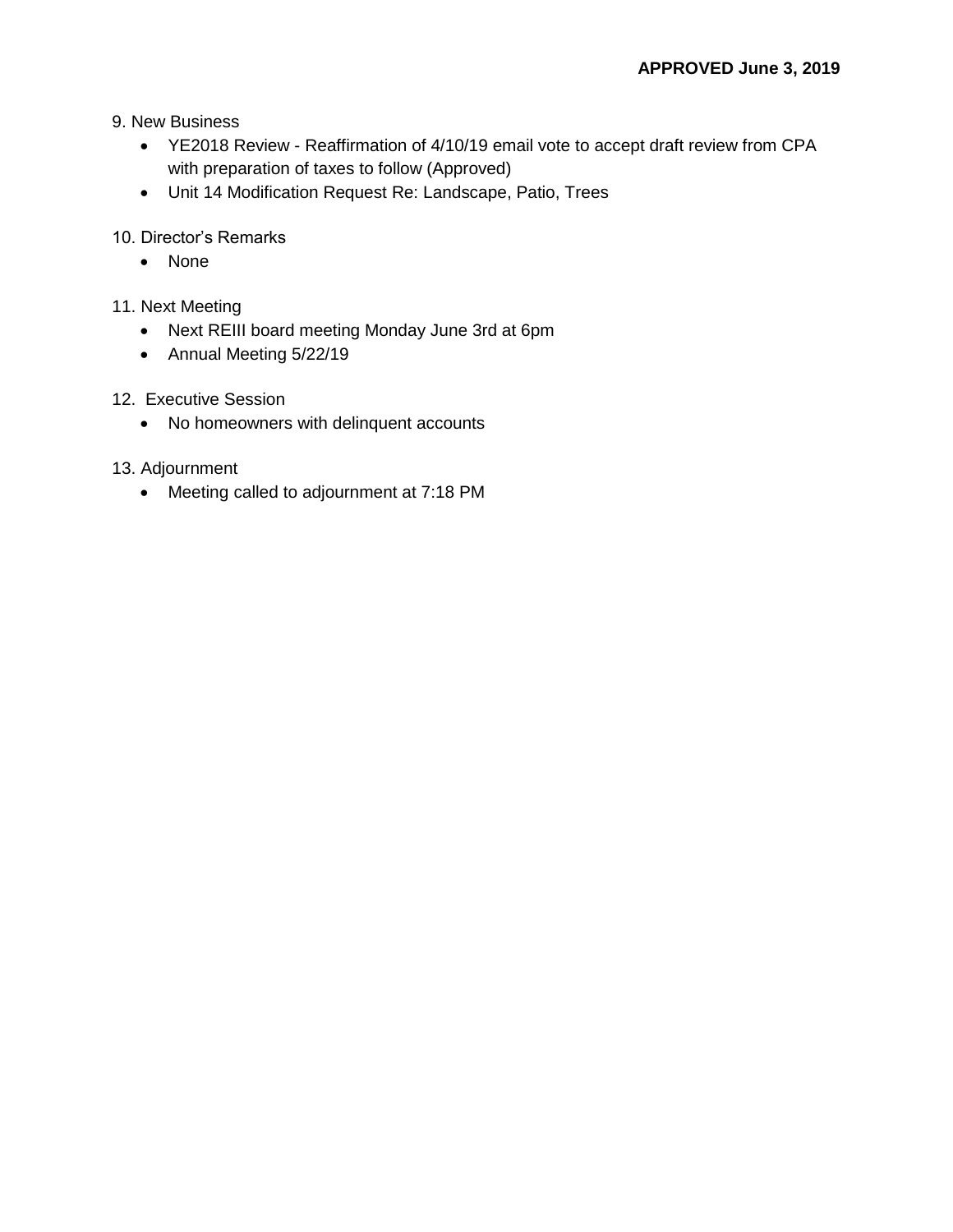**APPROVED June 3, 2019**

9. New Business
   - YE2018 Review - Reaffirmation of 4/10/19 email vote to accept draft review from CPA with preparation of taxes to follow (Approved)
   - Unit 14 Modification Request Re: Landscape, Patio, Trees

10. Director's Remarks
    - None

11. Next Meeting
    - Next REIII board meeting Monday June 3rd at 6pm
    - Annual Meeting 5/22/19

12. Executive Session
    - No homeowners with delinquent accounts

13. Adjournment
    - Meeting called to adjournment at 7:18 PM